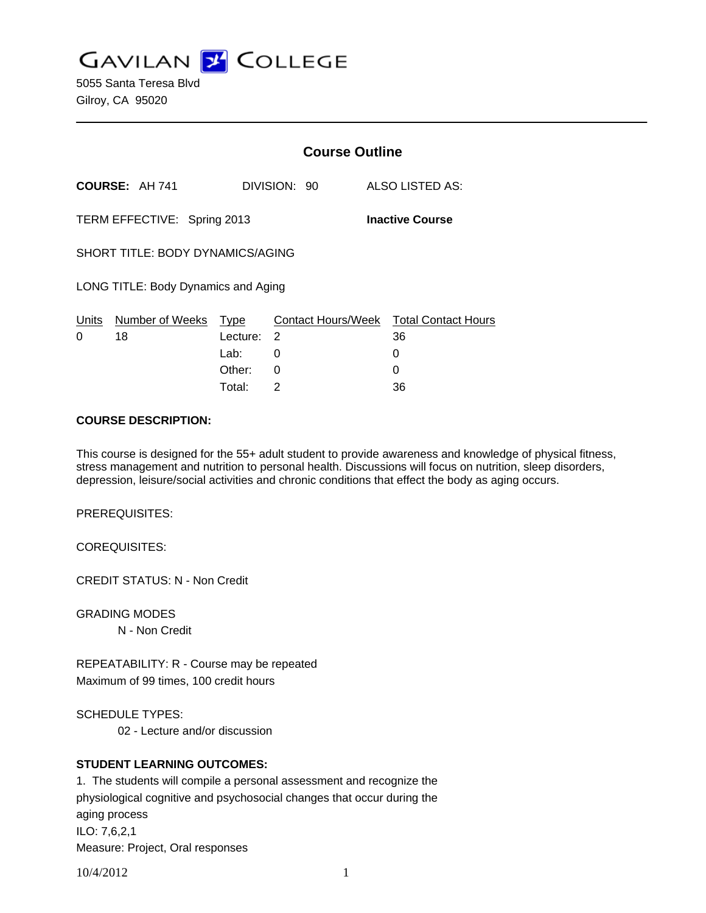# GAVILAN COLLEGE

5055 Santa Teresa Blvd
Gilroy, CA 95020

## Course Outline

**COURSE:** AH 741 DIVISION: 90 ALSO LISTED AS:

TERM EFFECTIVE: Spring 2013 **Inactive Course**

SHORT TITLE: BODY DYNAMICS/AGING

LONG TITLE: Body Dynamics and Aging

| Units | Number of Weeks | Type | Contact Hours/Week | Total Contact Hours |
|---|---|---|---|---|
| 0 | 18 | Lecture: | 2 | 36 |
| | | Lab: | 0 | 0 |
| | | Other: | 0 | 0 |
| | | Total: | 2 | 36 |

**COURSE DESCRIPTION:**

This course is designed for the 55+ adult student to provide awareness and knowledge of physical fitness, stress management and nutrition to personal health. Discussions will focus on nutrition, sleep disorders, depression, leisure/social activities and chronic conditions that effect the body as aging occurs.

PREREQUISITES:

COREQUISITES:

CREDIT STATUS: N - Non Credit

GRADING MODES
N - Non Credit

REPEATABILITY: R - Course may be repeated
Maximum of 99 times, 100 credit hours

SCHEDULE TYPES:
02 - Lecture and/or discussion

**STUDENT LEARNING OUTCOMES:**

1. The students will compile a personal assessment and recognize the physiological cognitive and psychosocial changes that occur during the aging process
ILO: 7,6,2,1
Measure: Project, Oral responses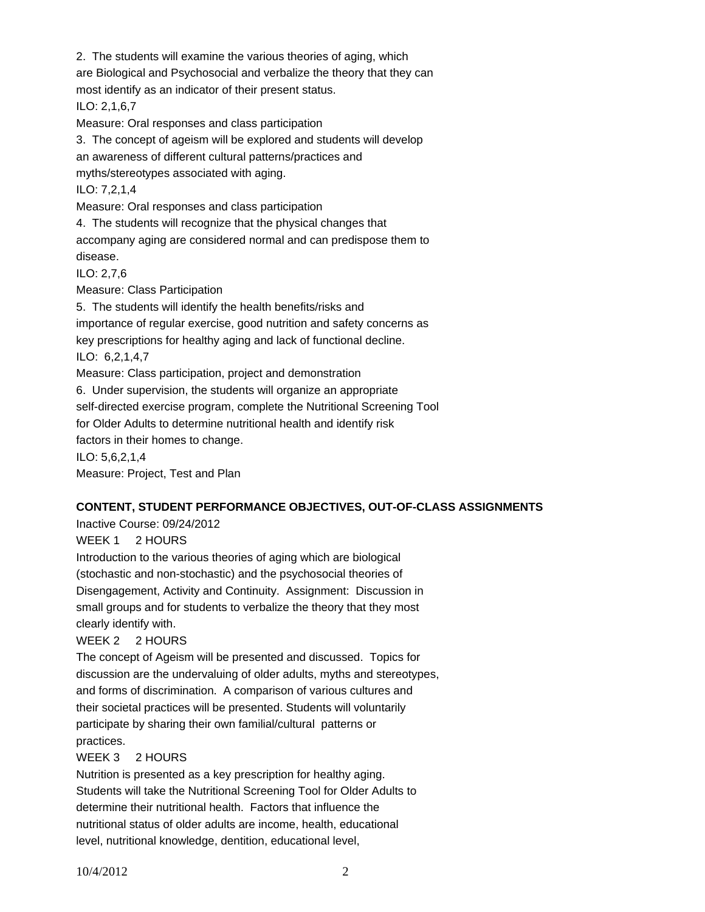2. The students will examine the various theories of aging, which are Biological and Psychosocial and verbalize the theory that they can most identify as an indicator of their present status.
ILO: 2,1,6,7
Measure: Oral responses and class participation

3. The concept of ageism will be explored and students will develop an awareness of different cultural patterns/practices and myths/stereotypes associated with aging.
ILO: 7,2,1,4
Measure: Oral responses and class participation

4. The students will recognize that the physical changes that accompany aging are considered normal and can predispose them to disease.
ILO: 2,7,6
Measure: Class Participation

5. The students will identify the health benefits/risks and importance of regular exercise, good nutrition and safety concerns as key prescriptions for healthy aging and lack of functional decline.
ILO: 6,2,1,4,7
Measure: Class participation, project and demonstration

6. Under supervision, the students will organize an appropriate self-directed exercise program, complete the Nutritional Screening Tool for Older Adults to determine nutritional health and identify risk factors in their homes to change.
ILO: 5,6,2,1,4
Measure: Project, Test and Plan

**CONTENT, STUDENT PERFORMANCE OBJECTIVES, OUT-OF-CLASS ASSIGNMENTS**

Inactive Course: 09/24/2012

WEEK 1 2 HOURS

Introduction to the various theories of aging which are biological (stochastic and non-stochastic) and the psychosocial theories of Disengagement, Activity and Continuity. Assignment: Discussion in small groups and for students to verbalize the theory that they most clearly identify with.

WEEK 2 2 HOURS

The concept of Ageism will be presented and discussed. Topics for discussion are the undervaluing of older adults, myths and stereotypes, and forms of discrimination. A comparison of various cultures and their societal practices will be presented. Students will voluntarily participate by sharing their own familial/cultural patterns or practices.

WEEK 3 2 HOURS

Nutrition is presented as a key prescription for healthy aging. Students will take the Nutritional Screening Tool for Older Adults to determine their nutritional health. Factors that influence the nutritional status of older adults are income, health, educational level, nutritional knowledge, dentition, educational level,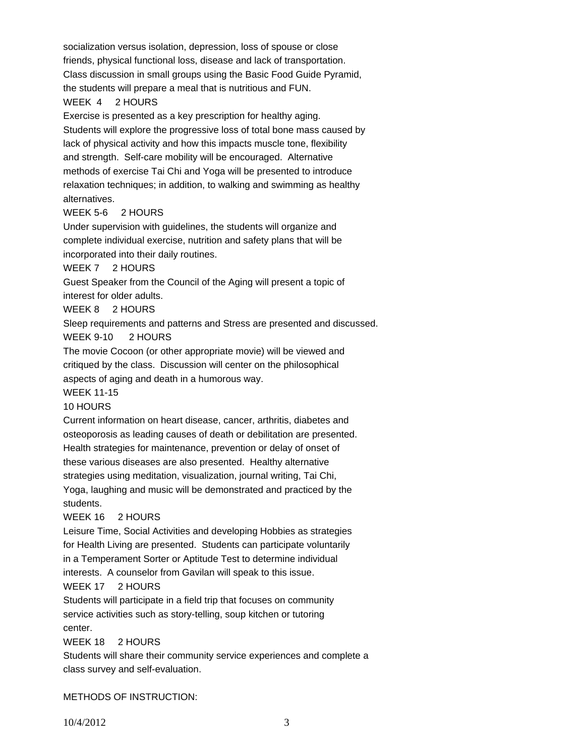socialization versus isolation, depression, loss of spouse or close friends, physical functional loss, disease and lack of transportation. Class discussion in small groups using the Basic Food Guide Pyramid, the students will prepare a meal that is nutritious and FUN.

WEEK 4 2 HOURS

Exercise is presented as a key prescription for healthy aging. Students will explore the progressive loss of total bone mass caused by lack of physical activity and how this impacts muscle tone, flexibility and strength. Self-care mobility will be encouraged. Alternative methods of exercise Tai Chi and Yoga will be presented to introduce relaxation techniques; in addition, to walking and swimming as healthy alternatives.

WEEK 5-6 2 HOURS

Under supervision with guidelines, the students will organize and complete individual exercise, nutrition and safety plans that will be incorporated into their daily routines.

WEEK 7 2 HOURS

Guest Speaker from the Council of the Aging will present a topic of interest for older adults.

WEEK 8 2 HOURS

Sleep requirements and patterns and Stress are presented and discussed.

WEEK 9-10 2 HOURS

The movie Cocoon (or other appropriate movie) will be viewed and critiqued by the class. Discussion will center on the philosophical aspects of aging and death in a humorous way.

WEEK 11-15

10 HOURS

Current information on heart disease, cancer, arthritis, diabetes and osteoporosis as leading causes of death or debilitation are presented. Health strategies for maintenance, prevention or delay of onset of these various diseases are also presented. Healthy alternative strategies using meditation, visualization, journal writing, Tai Chi, Yoga, laughing and music will be demonstrated and practiced by the students.

WEEK 16 2 HOURS

Leisure Time, Social Activities and developing Hobbies as strategies for Health Living are presented. Students can participate voluntarily in a Temperament Sorter or Aptitude Test to determine individual interests. A counselor from Gavilan will speak to this issue.

WEEK 17 2 HOURS

Students will participate in a field trip that focuses on community service activities such as story-telling, soup kitchen or tutoring center.

WEEK 18 2 HOURS

Students will share their community service experiences and complete a class survey and self-evaluation.

METHODS OF INSTRUCTION: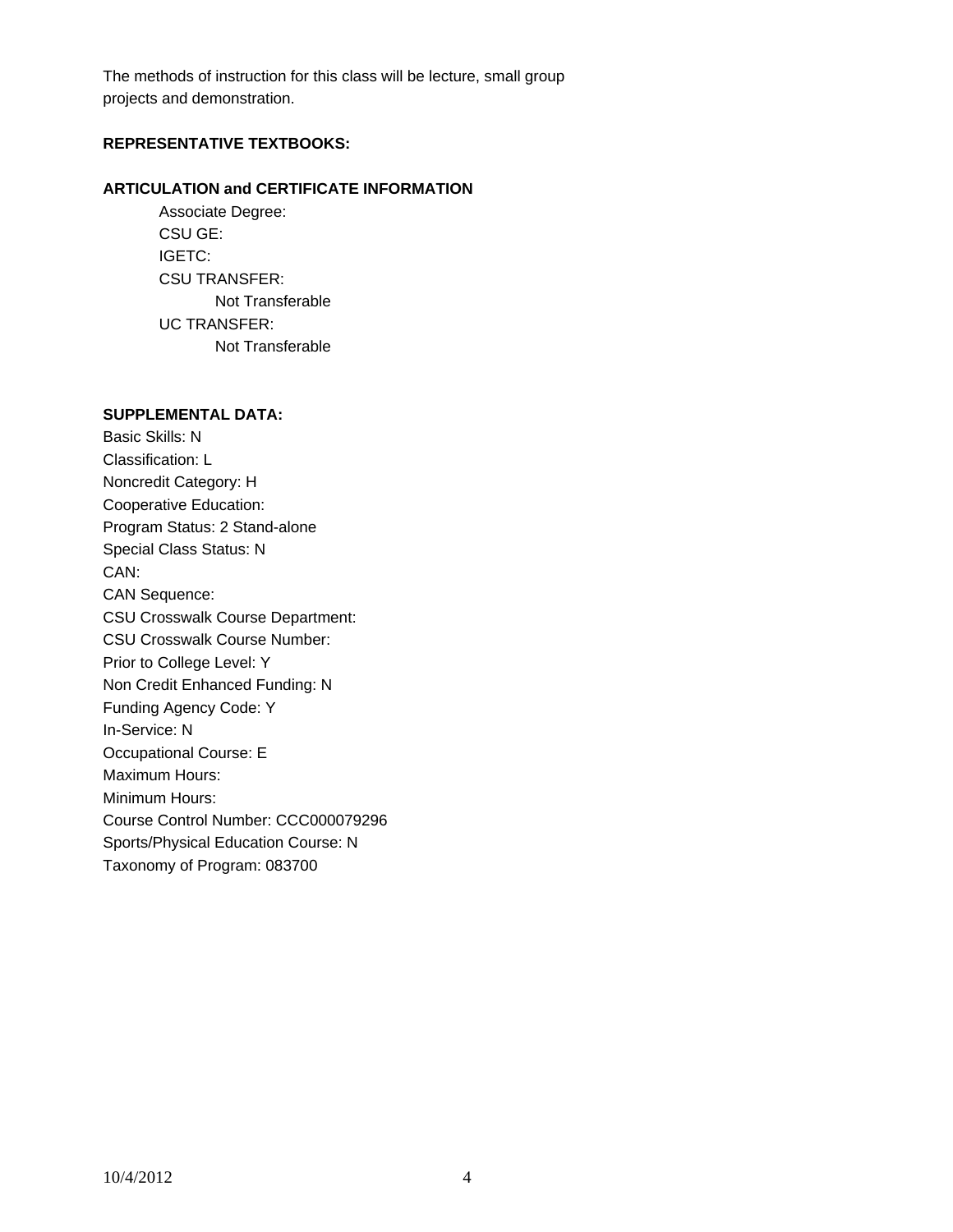The methods of instruction for this class will be lecture, small group projects and demonstration.

**REPRESENTATIVE TEXTBOOKS:**

**ARTICULATION and CERTIFICATE INFORMATION**

Associate Degree:
CSU GE:
IGETC:
CSU TRANSFER:
Not Transferable
UC TRANSFER:
Not Transferable

**SUPPLEMENTAL DATA:**

Basic Skills: N
Classification: L
Noncredit Category: H
Cooperative Education:
Program Status: 2 Stand-alone
Special Class Status: N
CAN:
CAN Sequence:
CSU Crosswalk Course Department:
CSU Crosswalk Course Number:
Prior to College Level: Y
Non Credit Enhanced Funding: N
Funding Agency Code: Y
In-Service: N
Occupational Course: E
Maximum Hours:
Minimum Hours:
Course Control Number: CCC000079296
Sports/Physical Education Course: N
Taxonomy of Program: 083700